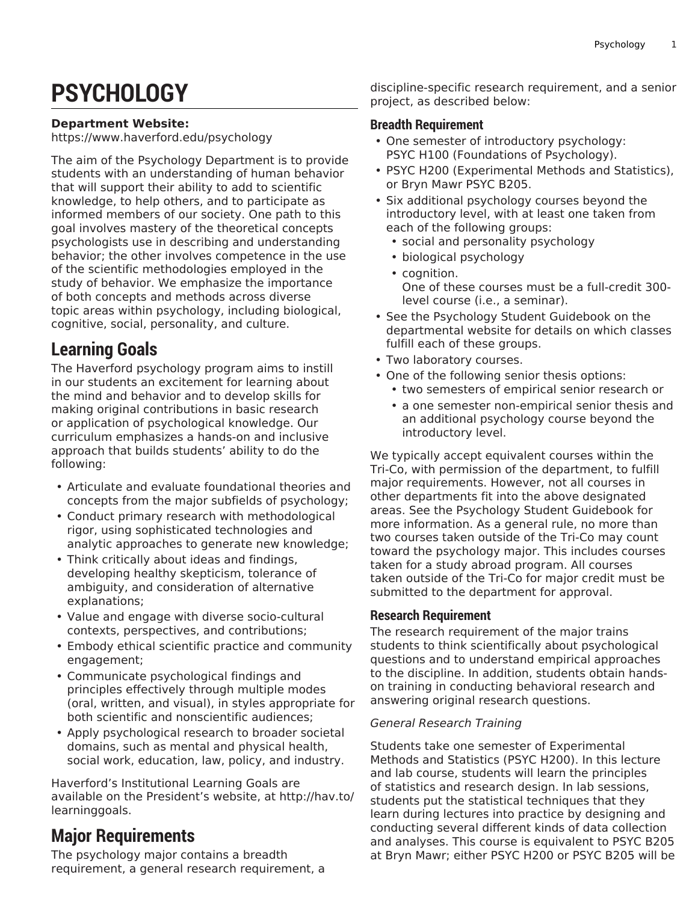# PSYCHOLOGY

**Department Website:**
https://www.haverford.edu/psychology

The aim of the Psychology Department is to provide students with an understanding of human behavior that will support their ability to add to scientific knowledge, to help others, and to participate as informed members of our society. One path to this goal involves mastery of the theoretical concepts psychologists use in describing and understanding behavior; the other involves competence in the use of the scientific methodologies employed in the study of behavior. We emphasize the importance of both concepts and methods across diverse topic areas within psychology, including biological, cognitive, social, personality, and culture.

## Learning Goals

The Haverford psychology program aims to instill in our students an excitement for learning about the mind and behavior and to develop skills for making original contributions in basic research or application of psychological knowledge. Our curriculum emphasizes a hands-on and inclusive approach that builds students' ability to do the following:

- Articulate and evaluate foundational theories and concepts from the major subfields of psychology;
- Conduct primary research with methodological rigor, using sophisticated technologies and analytic approaches to generate new knowledge;
- Think critically about ideas and findings, developing healthy skepticism, tolerance of ambiguity, and consideration of alternative explanations;
- Value and engage with diverse socio-cultural contexts, perspectives, and contributions;
- Embody ethical scientific practice and community engagement;
- Communicate psychological findings and principles effectively through multiple modes (oral, written, and visual), in styles appropriate for both scientific and nonscientific audiences;
- Apply psychological research to broader societal domains, such as mental and physical health, social work, education, law, policy, and industry.

Haverford's Institutional Learning Goals are available on the President's website, at http://hav.to/learninggoals.

## Major Requirements

The psychology major contains a breadth requirement, a general research requirement, a discipline-specific research requirement, and a senior project, as described below:

### Breadth Requirement

- One semester of introductory psychology: PSYC H100 (Foundations of Psychology).
- PSYC H200 (Experimental Methods and Statistics), or Bryn Mawr PSYC B205.
- Six additional psychology courses beyond the introductory level, with at least one taken from each of the following groups:
  - social and personality psychology
  - biological psychology
  - cognition.
    One of these courses must be a full-credit 300-level course (i.e., a seminar).
- See the Psychology Student Guidebook on the departmental website for details on which classes fulfill each of these groups.
- Two laboratory courses.
- One of the following senior thesis options:
  - two semesters of empirical senior research or
  - a one semester non-empirical senior thesis and an additional psychology course beyond the introductory level.

We typically accept equivalent courses within the Tri-Co, with permission of the department, to fulfill major requirements. However, not all courses in other departments fit into the above designated areas. See the Psychology Student Guidebook for more information. As a general rule, no more than two courses taken outside of the Tri-Co may count toward the psychology major. This includes courses taken for a study abroad program. All courses taken outside of the Tri-Co for major credit must be submitted to the department for approval.

### Research Requirement

The research requirement of the major trains students to think scientifically about psychological questions and to understand empirical approaches to the discipline. In addition, students obtain hands-on training in conducting behavioral research and answering original research questions.

*General Research Training*

Students take one semester of Experimental Methods and Statistics (PSYC H200). In this lecture and lab course, students will learn the principles of statistics and research design. In lab sessions, students put the statistical techniques that they learn during lectures into practice by designing and conducting several different kinds of data collection and analyses. This course is equivalent to PSYC B205 at Bryn Mawr; either PSYC H200 or PSYC B205 will be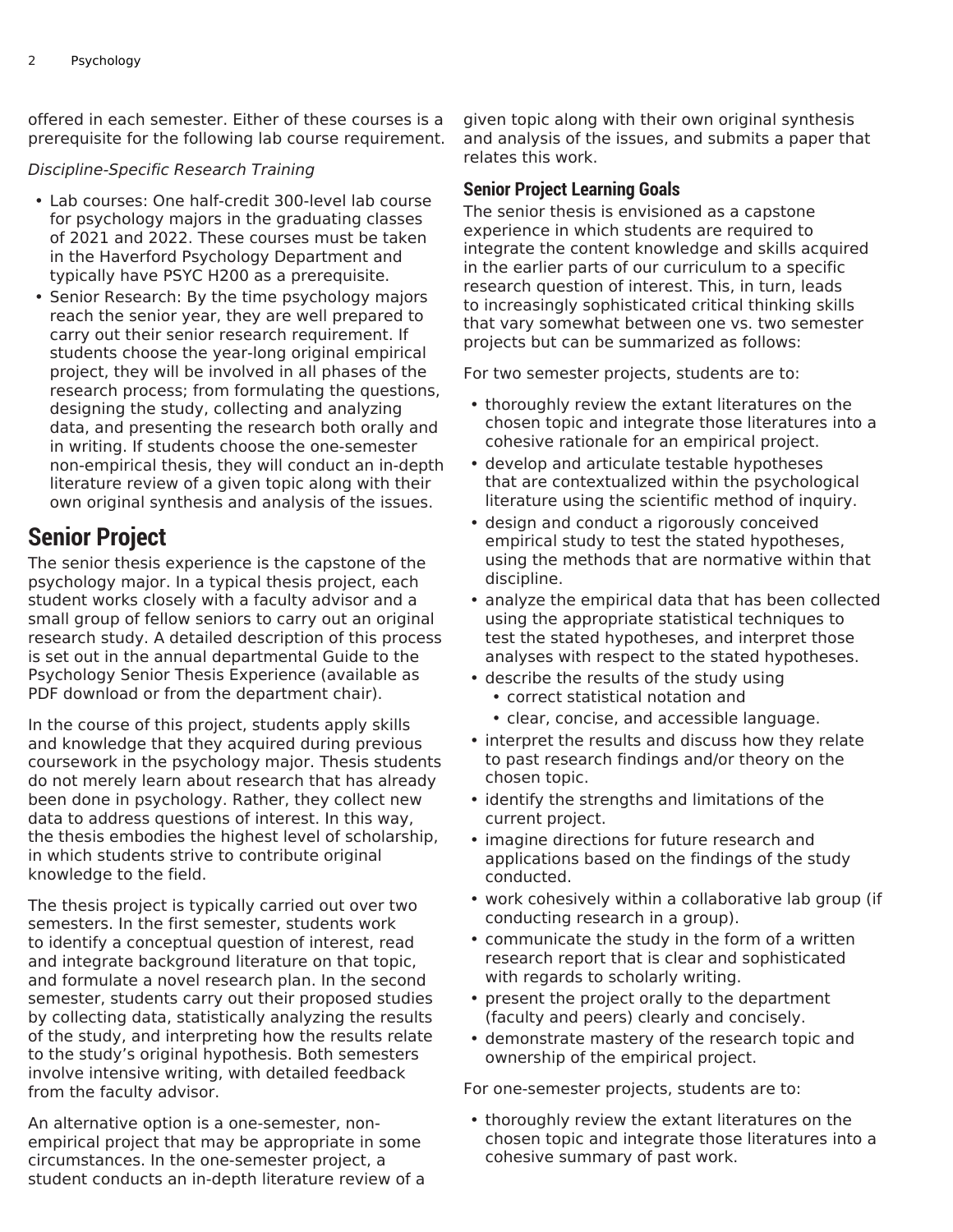offered in each semester. Either of these courses is a prerequisite for the following lab course requirement.

*Discipline-Specific Research Training*

- Lab courses: One half-credit 300-level lab course for psychology majors in the graduating classes of 2021 and 2022. These courses must be taken in the Haverford Psychology Department and typically have PSYC H200 as a prerequisite.
- Senior Research: By the time psychology majors reach the senior year, they are well prepared to carry out their senior research requirement. If students choose the year-long original empirical project, they will be involved in all phases of the research process; from formulating the questions, designing the study, collecting and analyzing data, and presenting the research both orally and in writing. If students choose the one-semester non-empirical thesis, they will conduct an in-depth literature review of a given topic along with their own original synthesis and analysis of the issues.

## Senior Project

The senior thesis experience is the capstone of the psychology major. In a typical thesis project, each student works closely with a faculty advisor and a small group of fellow seniors to carry out an original research study. A detailed description of this process is set out in the annual departmental Guide to the Psychology Senior Thesis Experience (available as PDF download or from the department chair).

In the course of this project, students apply skills and knowledge that they acquired during previous coursework in the psychology major. Thesis students do not merely learn about research that has already been done in psychology. Rather, they collect new data to address questions of interest. In this way, the thesis embodies the highest level of scholarship, in which students strive to contribute original knowledge to the field.

The thesis project is typically carried out over two semesters. In the first semester, students work to identify a conceptual question of interest, read and integrate background literature on that topic, and formulate a novel research plan. In the second semester, students carry out their proposed studies by collecting data, statistically analyzing the results of the study, and interpreting how the results relate to the study's original hypothesis. Both semesters involve intensive writing, with detailed feedback from the faculty advisor.

An alternative option is a one-semester, non-empirical project that may be appropriate in some circumstances. In the one-semester project, a student conducts an in-depth literature review of a given topic along with their own original synthesis and analysis of the issues, and submits a paper that relates this work.

### Senior Project Learning Goals

The senior thesis is envisioned as a capstone experience in which students are required to integrate the content knowledge and skills acquired in the earlier parts of our curriculum to a specific research question of interest. This, in turn, leads to increasingly sophisticated critical thinking skills that vary somewhat between one vs. two semester projects but can be summarized as follows:

For two semester projects, students are to:

- thoroughly review the extant literatures on the chosen topic and integrate those literatures into a cohesive rationale for an empirical project.
- develop and articulate testable hypotheses that are contextualized within the psychological literature using the scientific method of inquiry.
- design and conduct a rigorously conceived empirical study to test the stated hypotheses, using the methods that are normative within that discipline.
- analyze the empirical data that has been collected using the appropriate statistical techniques to test the stated hypotheses, and interpret those analyses with respect to the stated hypotheses.
- describe the results of the study using
  - correct statistical notation and
  - clear, concise, and accessible language.
- interpret the results and discuss how they relate to past research findings and/or theory on the chosen topic.
- identify the strengths and limitations of the current project.
- imagine directions for future research and applications based on the findings of the study conducted.
- work cohesively within a collaborative lab group (if conducting research in a group).
- communicate the study in the form of a written research report that is clear and sophisticated with regards to scholarly writing.
- present the project orally to the department (faculty and peers) clearly and concisely.
- demonstrate mastery of the research topic and ownership of the empirical project.

For one-semester projects, students are to:

- thoroughly review the extant literatures on the chosen topic and integrate those literatures into a cohesive summary of past work.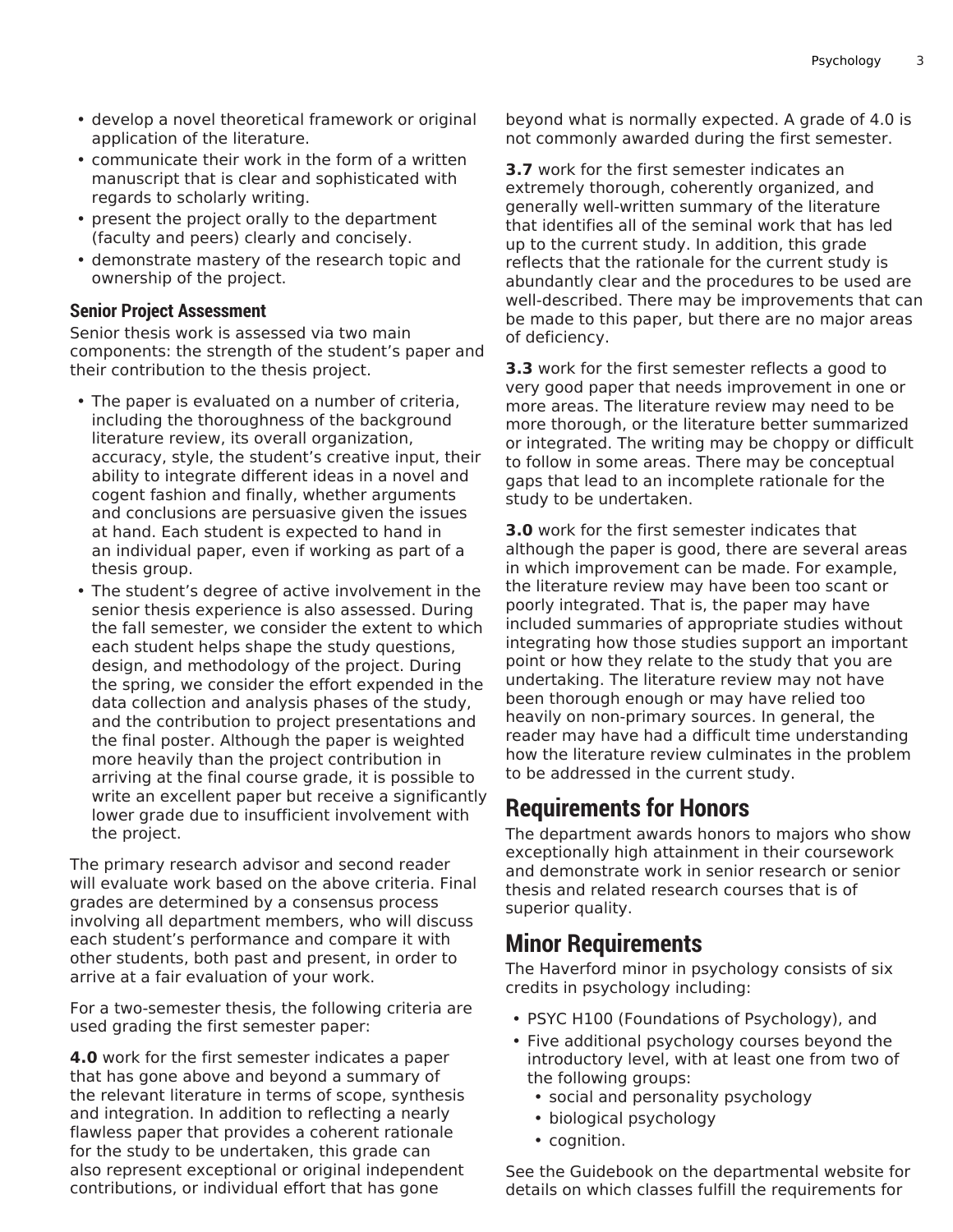- develop a novel theoretical framework or original application of the literature.
- communicate their work in the form of a written manuscript that is clear and sophisticated with regards to scholarly writing.
- present the project orally to the department (faculty and peers) clearly and concisely.
- demonstrate mastery of the research topic and ownership of the project.

### Senior Project Assessment

Senior thesis work is assessed via two main components: the strength of the student's paper and their contribution to the thesis project.

- The paper is evaluated on a number of criteria, including the thoroughness of the background literature review, its overall organization, accuracy, style, the student's creative input, their ability to integrate different ideas in a novel and cogent fashion and finally, whether arguments and conclusions are persuasive given the issues at hand. Each student is expected to hand in an individual paper, even if working as part of a thesis group.
- The student's degree of active involvement in the senior thesis experience is also assessed. During the fall semester, we consider the extent to which each student helps shape the study questions, design, and methodology of the project. During the spring, we consider the effort expended in the data collection and analysis phases of the study, and the contribution to project presentations and the final poster. Although the paper is weighted more heavily than the project contribution in arriving at the final course grade, it is possible to write an excellent paper but receive a significantly lower grade due to insufficient involvement with the project.

The primary research advisor and second reader will evaluate work based on the above criteria. Final grades are determined by a consensus process involving all department members, who will discuss each student's performance and compare it with other students, both past and present, in order to arrive at a fair evaluation of your work.

For a two-semester thesis, the following criteria are used grading the first semester paper:

**4.0** work for the first semester indicates a paper that has gone above and beyond a summary of the relevant literature in terms of scope, synthesis and integration. In addition to reflecting a nearly flawless paper that provides a coherent rationale for the study to be undertaken, this grade can also represent exceptional or original independent contributions, or individual effort that has gone beyond what is normally expected. A grade of 4.0 is not commonly awarded during the first semester.

**3.7** work for the first semester indicates an extremely thorough, coherently organized, and generally well-written summary of the literature that identifies all of the seminal work that has led up to the current study. In addition, this grade reflects that the rationale for the current study is abundantly clear and the procedures to be used are well-described. There may be improvements that can be made to this paper, but there are no major areas of deficiency.

**3.3** work for the first semester reflects a good to very good paper that needs improvement in one or more areas. The literature review may need to be more thorough, or the literature better summarized or integrated. The writing may be choppy or difficult to follow in some areas. There may be conceptual gaps that lead to an incomplete rationale for the study to be undertaken.

**3.0** work for the first semester indicates that although the paper is good, there are several areas in which improvement can be made. For example, the literature review may have been too scant or poorly integrated. That is, the paper may have included summaries of appropriate studies without integrating how those studies support an important point or how they relate to the study that you are undertaking. The literature review may not have been thorough enough or may have relied too heavily on non-primary sources. In general, the reader may have had a difficult time understanding how the literature review culminates in the problem to be addressed in the current study.

## Requirements for Honors

The department awards honors to majors who show exceptionally high attainment in their coursework and demonstrate work in senior research or senior thesis and related research courses that is of superior quality.

## Minor Requirements

The Haverford minor in psychology consists of six credits in psychology including:

- PSYC H100 (Foundations of Psychology), and
- Five additional psychology courses beyond the introductory level, with at least one from two of the following groups:
  - social and personality psychology
  - biological psychology
  - cognition.

See the Guidebook on the departmental website for details on which classes fulfill the requirements for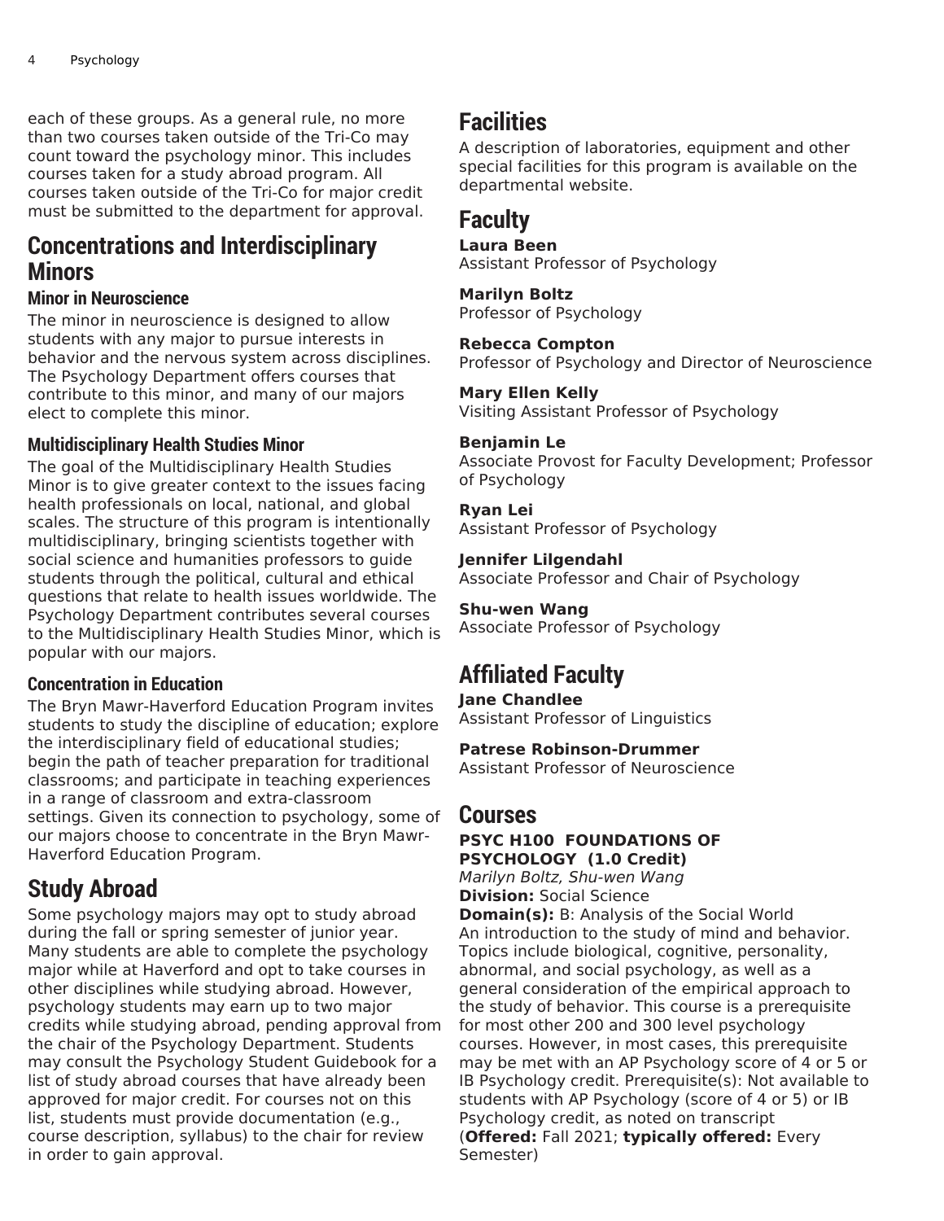each of these groups. As a general rule, no more than two courses taken outside of the Tri-Co may count toward the psychology minor. This includes courses taken for a study abroad program. All courses taken outside of the Tri-Co for major credit must be submitted to the department for approval.

## Concentrations and Interdisciplinary Minors

### Minor in Neuroscience

The minor in neuroscience is designed to allow students with any major to pursue interests in behavior and the nervous system across disciplines. The Psychology Department offers courses that contribute to this minor, and many of our majors elect to complete this minor.

### Multidisciplinary Health Studies Minor

The goal of the Multidisciplinary Health Studies Minor is to give greater context to the issues facing health professionals on local, national, and global scales. The structure of this program is intentionally multidisciplinary, bringing scientists together with social science and humanities professors to guide students through the political, cultural and ethical questions that relate to health issues worldwide. The Psychology Department contributes several courses to the Multidisciplinary Health Studies Minor, which is popular with our majors.

### Concentration in Education

The Bryn Mawr-Haverford Education Program invites students to study the discipline of education; explore the interdisciplinary field of educational studies; begin the path of teacher preparation for traditional classrooms; and participate in teaching experiences in a range of classroom and extra-classroom settings. Given its connection to psychology, some of our majors choose to concentrate in the Bryn Mawr-Haverford Education Program.

## Study Abroad

Some psychology majors may opt to study abroad during the fall or spring semester of junior year. Many students are able to complete the psychology major while at Haverford and opt to take courses in other disciplines while studying abroad. However, psychology students may earn up to two major credits while studying abroad, pending approval from the chair of the Psychology Department. Students may consult the Psychology Student Guidebook for a list of study abroad courses that have already been approved for major credit. For courses not on this list, students must provide documentation (e.g., course description, syllabus) to the chair for review in order to gain approval.

## Facilities

A description of laboratories, equipment and other special facilities for this program is available on the departmental website.

## Faculty

**Laura Been**
Assistant Professor of Psychology

**Marilyn Boltz**
Professor of Psychology

**Rebecca Compton**
Professor of Psychology and Director of Neuroscience

**Mary Ellen Kelly**
Visiting Assistant Professor of Psychology

**Benjamin Le**
Associate Provost for Faculty Development; Professor of Psychology

**Ryan Lei**
Assistant Professor of Psychology

**Jennifer Lilgendahl**
Associate Professor and Chair of Psychology

**Shu-wen Wang**
Associate Professor of Psychology

## Affiliated Faculty

**Jane Chandlee**
Assistant Professor of Linguistics

**Patrese Robinson-Drummer**
Assistant Professor of Neuroscience

## Courses

**PSYC H100 FOUNDATIONS OF PSYCHOLOGY (1.0 Credit)**
*Marilyn Boltz, Shu-wen Wang*
**Division:** Social Science
**Domain(s):** B: Analysis of the Social World
An introduction to the study of mind and behavior. Topics include biological, cognitive, personality, abnormal, and social psychology, as well as a general consideration of the empirical approach to the study of behavior. This course is a prerequisite for most other 200 and 300 level psychology courses. However, in most cases, this prerequisite may be met with an AP Psychology score of 4 or 5 or IB Psychology credit. Prerequisite(s): Not available to students with AP Psychology (score of 4 or 5) or IB Psychology credit, as noted on transcript
(**Offered:** Fall 2021; **typically offered:** Every Semester)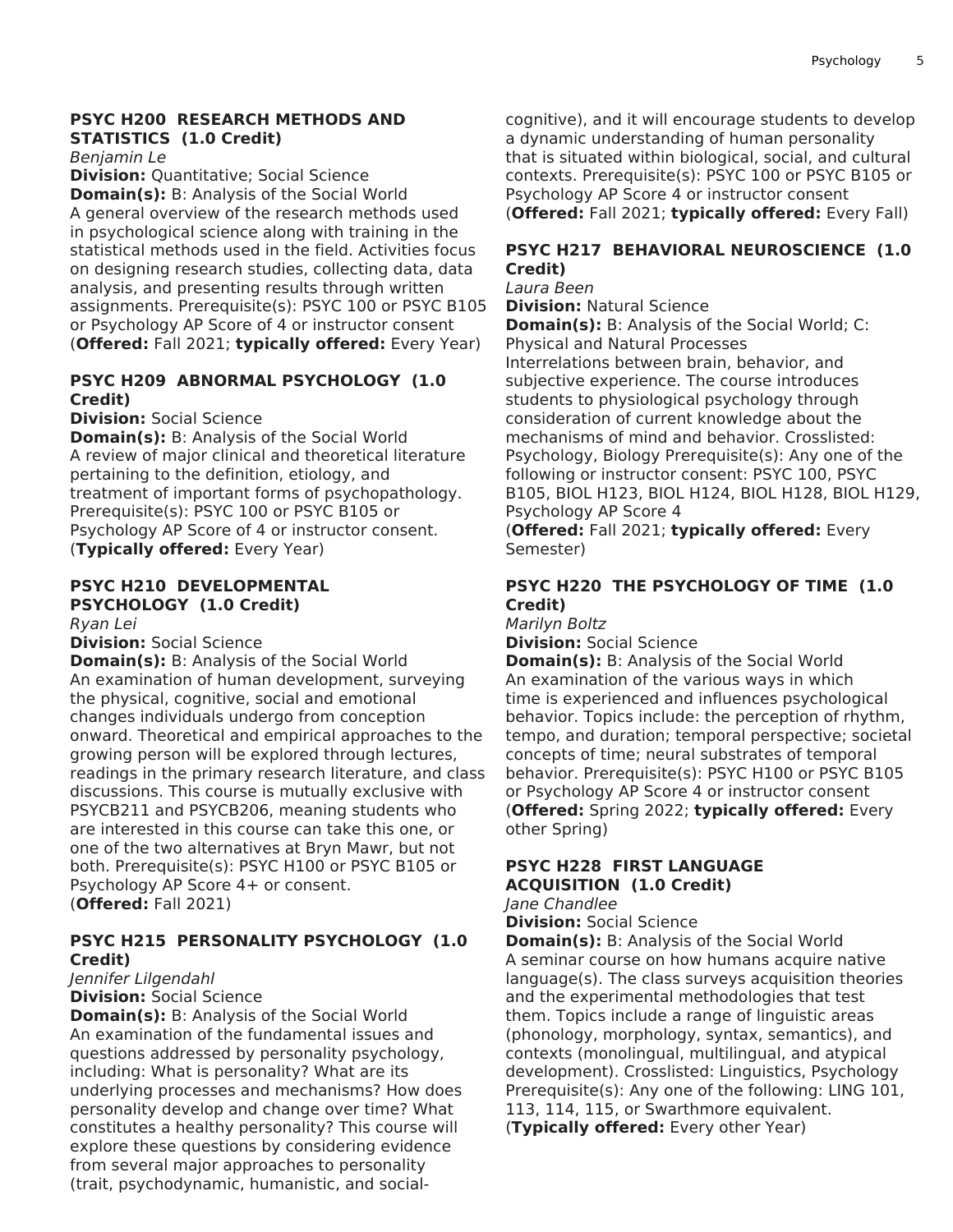### PSYC H200 RESEARCH METHODS AND STATISTICS (1.0 Credit)

*Benjamin Le*

**Division:** Quantitative; Social Science

**Domain(s):** B: Analysis of the Social World

A general overview of the research methods used in psychological science along with training in the statistical methods used in the field. Activities focus on designing research studies, collecting data, data analysis, and presenting results through written assignments. Prerequisite(s): PSYC 100 or PSYC B105 or Psychology AP Score of 4 or instructor consent (**Offered:** Fall 2021; **typically offered:** Every Year)

### PSYC H209 ABNORMAL PSYCHOLOGY (1.0 Credit)

**Division:** Social Science

**Domain(s):** B: Analysis of the Social World

A review of major clinical and theoretical literature pertaining to the definition, etiology, and treatment of important forms of psychopathology. Prerequisite(s): PSYC 100 or PSYC B105 or Psychology AP Score of 4 or instructor consent. (**Typically offered:** Every Year)

### PSYC H210 DEVELOPMENTAL PSYCHOLOGY (1.0 Credit)

*Ryan Lei*

**Division:** Social Science

**Domain(s):** B: Analysis of the Social World

An examination of human development, surveying the physical, cognitive, social and emotional changes individuals undergo from conception onward. Theoretical and empirical approaches to the growing person will be explored through lectures, readings in the primary research literature, and class discussions. This course is mutually exclusive with PSYCB211 and PSYCB206, meaning students who are interested in this course can take this one, or one of the two alternatives at Bryn Mawr, but not both. Prerequisite(s): PSYC H100 or PSYC B105 or Psychology AP Score 4+ or consent. (**Offered:** Fall 2021)

### PSYC H215 PERSONALITY PSYCHOLOGY (1.0 Credit)

*Jennifer Lilgendahl*

**Division:** Social Science

**Domain(s):** B: Analysis of the Social World

An examination of the fundamental issues and questions addressed by personality psychology, including: What is personality? What are its underlying processes and mechanisms? How does personality develop and change over time? What constitutes a healthy personality? This course will explore these questions by considering evidence from several major approaches to personality (trait, psychodynamic, humanistic, and social-cognitive), and it will encourage students to develop a dynamic understanding of human personality that is situated within biological, social, and cultural contexts. Prerequisite(s): PSYC 100 or PSYC B105 or Psychology AP Score 4 or instructor consent (**Offered:** Fall 2021; **typically offered:** Every Fall)

### PSYC H217 BEHAVIORAL NEUROSCIENCE (1.0 Credit)

*Laura Been*

**Division:** Natural Science

**Domain(s):** B: Analysis of the Social World; C: Physical and Natural Processes

Interrelations between brain, behavior, and subjective experience. The course introduces students to physiological psychology through consideration of current knowledge about the mechanisms of mind and behavior. Crosslisted: Psychology, Biology Prerequisite(s): Any one of the following or instructor consent: PSYC 100, PSYC B105, BIOL H123, BIOL H124, BIOL H128, BIOL H129, Psychology AP Score 4

(**Offered:** Fall 2021; **typically offered:** Every Semester)

### PSYC H220 THE PSYCHOLOGY OF TIME (1.0 Credit)

*Marilyn Boltz*

**Division:** Social Science

**Domain(s):** B: Analysis of the Social World

An examination of the various ways in which time is experienced and influences psychological behavior. Topics include: the perception of rhythm, tempo, and duration; temporal perspective; societal concepts of time; neural substrates of temporal behavior. Prerequisite(s): PSYC H100 or PSYC B105 or Psychology AP Score 4 or instructor consent (**Offered:** Spring 2022; **typically offered:** Every other Spring)

### PSYC H228 FIRST LANGUAGE ACQUISITION (1.0 Credit)

*Jane Chandlee*

**Division:** Social Science

**Domain(s):** B: Analysis of the Social World

A seminar course on how humans acquire native language(s). The class surveys acquisition theories and the experimental methodologies that test them. Topics include a range of linguistic areas (phonology, morphology, syntax, semantics), and contexts (monolingual, multilingual, and atypical development). Crosslisted: Linguistics, Psychology Prerequisite(s): Any one of the following: LING 101, 113, 114, 115, or Swarthmore equivalent. (**Typically offered:** Every other Year)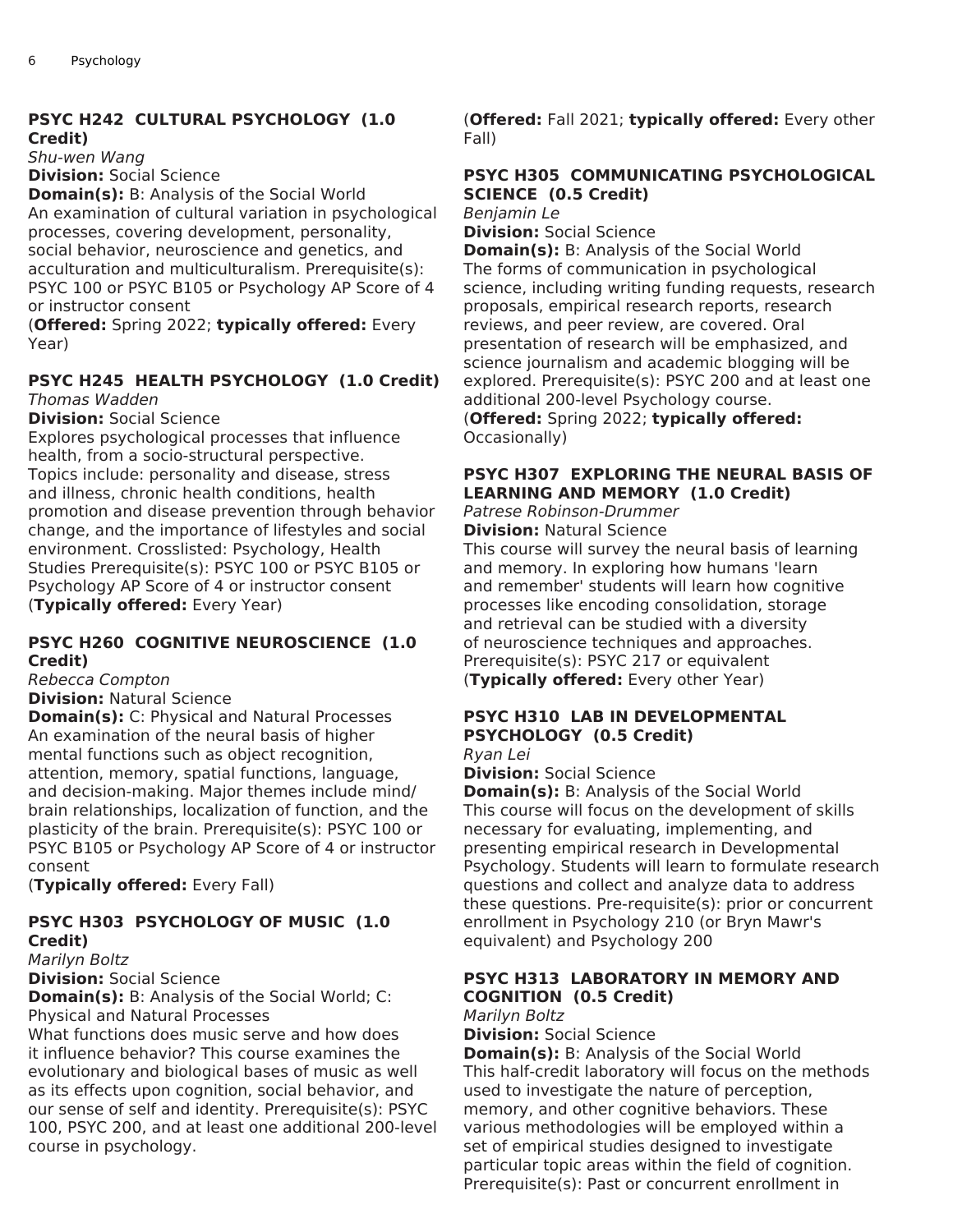### PSYC H242 CULTURAL PSYCHOLOGY (1.0 Credit)

*Shu-wen Wang*

**Division:** Social Science

**Domain(s):** B: Analysis of the Social World

An examination of cultural variation in psychological processes, covering development, personality, social behavior, neuroscience and genetics, and acculturation and multiculturalism. Prerequisite(s): PSYC 100 or PSYC B105 or Psychology AP Score of 4 or instructor consent

(**Offered:** Spring 2022; **typically offered:** Every Year)

### PSYC H245 HEALTH PSYCHOLOGY (1.0 Credit)

*Thomas Wadden*

**Division:** Social Science

Explores psychological processes that influence health, from a socio-structural perspective. Topics include: personality and disease, stress and illness, chronic health conditions, health promotion and disease prevention through behavior change, and the importance of lifestyles and social environment. Crosslisted: Psychology, Health Studies Prerequisite(s): PSYC 100 or PSYC B105 or Psychology AP Score of 4 or instructor consent

(**Typically offered:** Every Year)

### PSYC H260 COGNITIVE NEUROSCIENCE (1.0 Credit)

*Rebecca Compton*

**Division:** Natural Science

**Domain(s):** C: Physical and Natural Processes

An examination of the neural basis of higher mental functions such as object recognition, attention, memory, spatial functions, language, and decision-making. Major themes include mind/brain relationships, localization of function, and the plasticity of the brain. Prerequisite(s): PSYC 100 or PSYC B105 or Psychology AP Score of 4 or instructor consent

(**Typically offered:** Every Fall)

### PSYC H303 PSYCHOLOGY OF MUSIC (1.0 Credit)

*Marilyn Boltz*

**Division:** Social Science

**Domain(s):** B: Analysis of the Social World; C: Physical and Natural Processes

What functions does music serve and how does it influence behavior? This course examines the evolutionary and biological bases of music as well as its effects upon cognition, social behavior, and our sense of self and identity. Prerequisite(s): PSYC 100, PSYC 200, and at least one additional 200-level course in psychology.

(**Offered:** Fall 2021; **typically offered:** Every other Fall)

### PSYC H305 COMMUNICATING PSYCHOLOGICAL SCIENCE (0.5 Credit)

*Benjamin Le*

**Division:** Social Science

**Domain(s):** B: Analysis of the Social World

The forms of communication in psychological science, including writing funding requests, research proposals, empirical research reports, research reviews, and peer review, are covered. Oral presentation of research will be emphasized, and science journalism and academic blogging will be explored. Prerequisite(s): PSYC 200 and at least one additional 200-level Psychology course.

(**Offered:** Spring 2022; **typically offered:** Occasionally)

### PSYC H307 EXPLORING THE NEURAL BASIS OF LEARNING AND MEMORY (1.0 Credit)

*Patrese Robinson-Drummer*

**Division:** Natural Science

This course will survey the neural basis of learning and memory. In exploring how humans 'learn and remember' students will learn how cognitive processes like encoding consolidation, storage and retrieval can be studied with a diversity of neuroscience techniques and approaches. Prerequisite(s): PSYC 217 or equivalent

(**Typically offered:** Every other Year)

### PSYC H310 LAB IN DEVELOPMENTAL PSYCHOLOGY (0.5 Credit)

*Ryan Lei*

**Division:** Social Science

**Domain(s):** B: Analysis of the Social World

This course will focus on the development of skills necessary for evaluating, implementing, and presenting empirical research in Developmental Psychology. Students will learn to formulate research questions and collect and analyze data to address these questions. Pre-requisite(s): prior or concurrent enrollment in Psychology 210 (or Bryn Mawr's equivalent) and Psychology 200

### PSYC H313 LABORATORY IN MEMORY AND COGNITION (0.5 Credit)

*Marilyn Boltz*

**Division:** Social Science

**Domain(s):** B: Analysis of the Social World

This half-credit laboratory will focus on the methods used to investigate the nature of perception, memory, and other cognitive behaviors. These various methodologies will be employed within a set of empirical studies designed to investigate particular topic areas within the field of cognition. Prerequisite(s): Past or concurrent enrollment in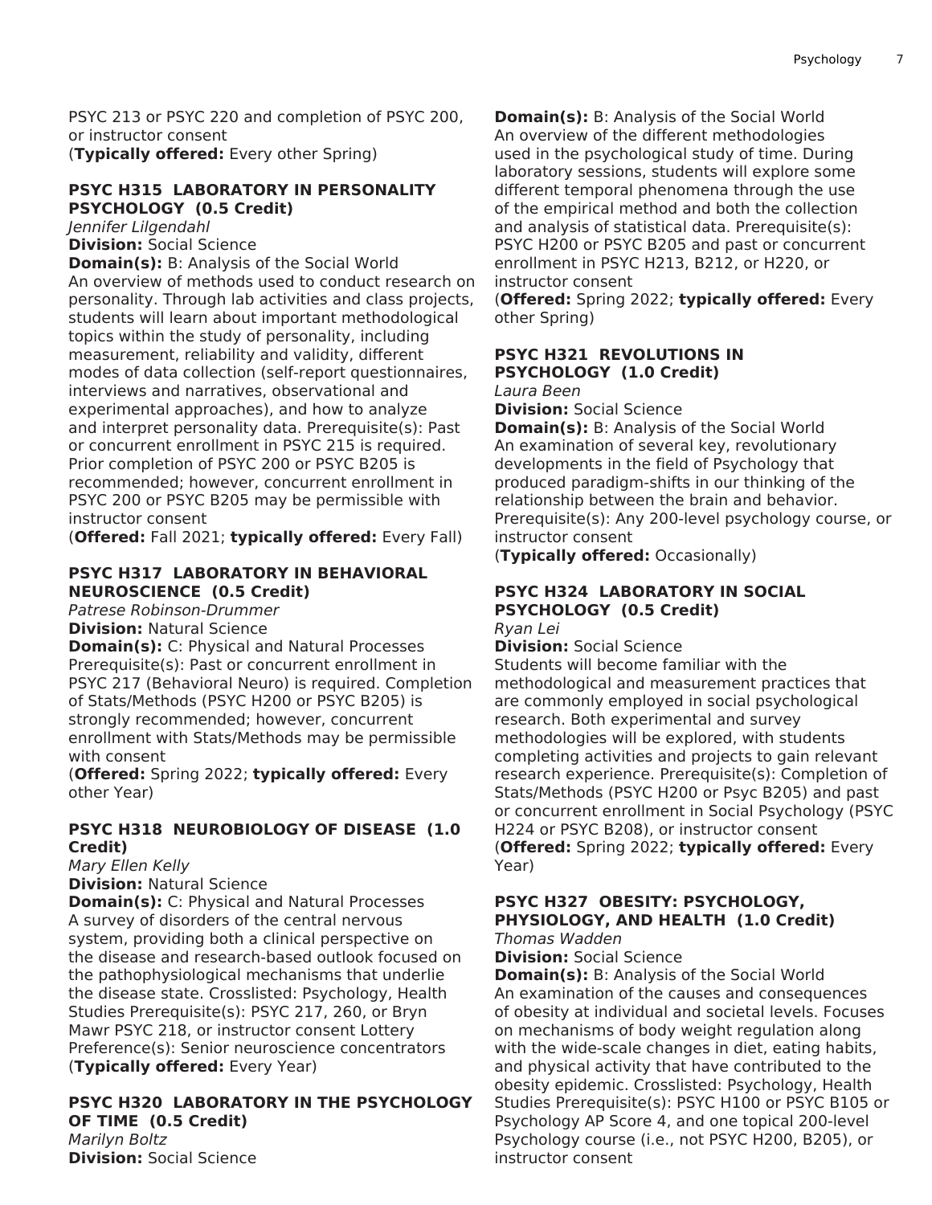PSYC 213 or PSYC 220 and completion of PSYC 200, or instructor consent
(**Typically offered:** Every other Spring)

### PSYC H315 LABORATORY IN PERSONALITY PSYCHOLOGY (0.5 Credit)

*Jennifer Lilgendahl*
**Division:** Social Science
**Domain(s):** B: Analysis of the Social World
An overview of methods used to conduct research on personality. Through lab activities and class projects, students will learn about important methodological topics within the study of personality, including measurement, reliability and validity, different modes of data collection (self-report questionnaires, interviews and narratives, observational and experimental approaches), and how to analyze and interpret personality data. Prerequisite(s): Past or concurrent enrollment in PSYC 215 is required. Prior completion of PSYC 200 or PSYC B205 is recommended; however, concurrent enrollment in PSYC 200 or PSYC B205 may be permissible with instructor consent
(**Offered:** Fall 2021; **typically offered:** Every Fall)

### PSYC H317 LABORATORY IN BEHAVIORAL NEUROSCIENCE (0.5 Credit)

*Patrese Robinson-Drummer*
**Division:** Natural Science
**Domain(s):** C: Physical and Natural Processes
Prerequisite(s): Past or concurrent enrollment in PSYC 217 (Behavioral Neuro) is required. Completion of Stats/Methods (PSYC H200 or PSYC B205) is strongly recommended; however, concurrent enrollment with Stats/Methods may be permissible with consent
(**Offered:** Spring 2022; **typically offered:** Every other Year)

### PSYC H318 NEUROBIOLOGY OF DISEASE (1.0 Credit)

*Mary Ellen Kelly*
**Division:** Natural Science
**Domain(s):** C: Physical and Natural Processes
A survey of disorders of the central nervous system, providing both a clinical perspective on the disease and research-based outlook focused on the pathophysiological mechanisms that underlie the disease state. Crosslisted: Psychology, Health Studies Prerequisite(s): PSYC 217, 260, or Bryn Mawr PSYC 218, or instructor consent Lottery Preference(s): Senior neuroscience concentrators
(**Typically offered:** Every Year)

### PSYC H320 LABORATORY IN THE PSYCHOLOGY OF TIME (0.5 Credit)

*Marilyn Boltz*
**Division:** Social Science
**Domain(s):** B: Analysis of the Social World
An overview of the different methodologies used in the psychological study of time. During laboratory sessions, students will explore some different temporal phenomena through the use of the empirical method and both the collection and analysis of statistical data. Prerequisite(s): PSYC H200 or PSYC B205 and past or concurrent enrollment in PSYC H213, B212, or H220, or instructor consent
(**Offered:** Spring 2022; **typically offered:** Every other Spring)

### PSYC H321 REVOLUTIONS IN PSYCHOLOGY (1.0 Credit)

*Laura Been*
**Division:** Social Science
**Domain(s):** B: Analysis of the Social World
An examination of several key, revolutionary developments in the field of Psychology that produced paradigm-shifts in our thinking of the relationship between the brain and behavior. Prerequisite(s): Any 200-level psychology course, or instructor consent
(**Typically offered:** Occasionally)

### PSYC H324 LABORATORY IN SOCIAL PSYCHOLOGY (0.5 Credit)

*Ryan Lei*
**Division:** Social Science
Students will become familiar with the methodological and measurement practices that are commonly employed in social psychological research. Both experimental and survey methodologies will be explored, with students completing activities and projects to gain relevant research experience. Prerequisite(s): Completion of Stats/Methods (PSYC H200 or Psyc B205) and past or concurrent enrollment in Social Psychology (PSYC H224 or PSYC B208), or instructor consent
(**Offered:** Spring 2022; **typically offered:** Every Year)

### PSYC H327 OBESITY: PSYCHOLOGY, PHYSIOLOGY, AND HEALTH (1.0 Credit)

*Thomas Wadden*
**Division:** Social Science
**Domain(s):** B: Analysis of the Social World
An examination of the causes and consequences of obesity at individual and societal levels. Focuses on mechanisms of body weight regulation along with the wide-scale changes in diet, eating habits, and physical activity that have contributed to the obesity epidemic. Crosslisted: Psychology, Health Studies Prerequisite(s): PSYC H100 or PSYC B105 or Psychology AP Score 4, and one topical 200-level Psychology course (i.e., not PSYC H200, B205), or instructor consent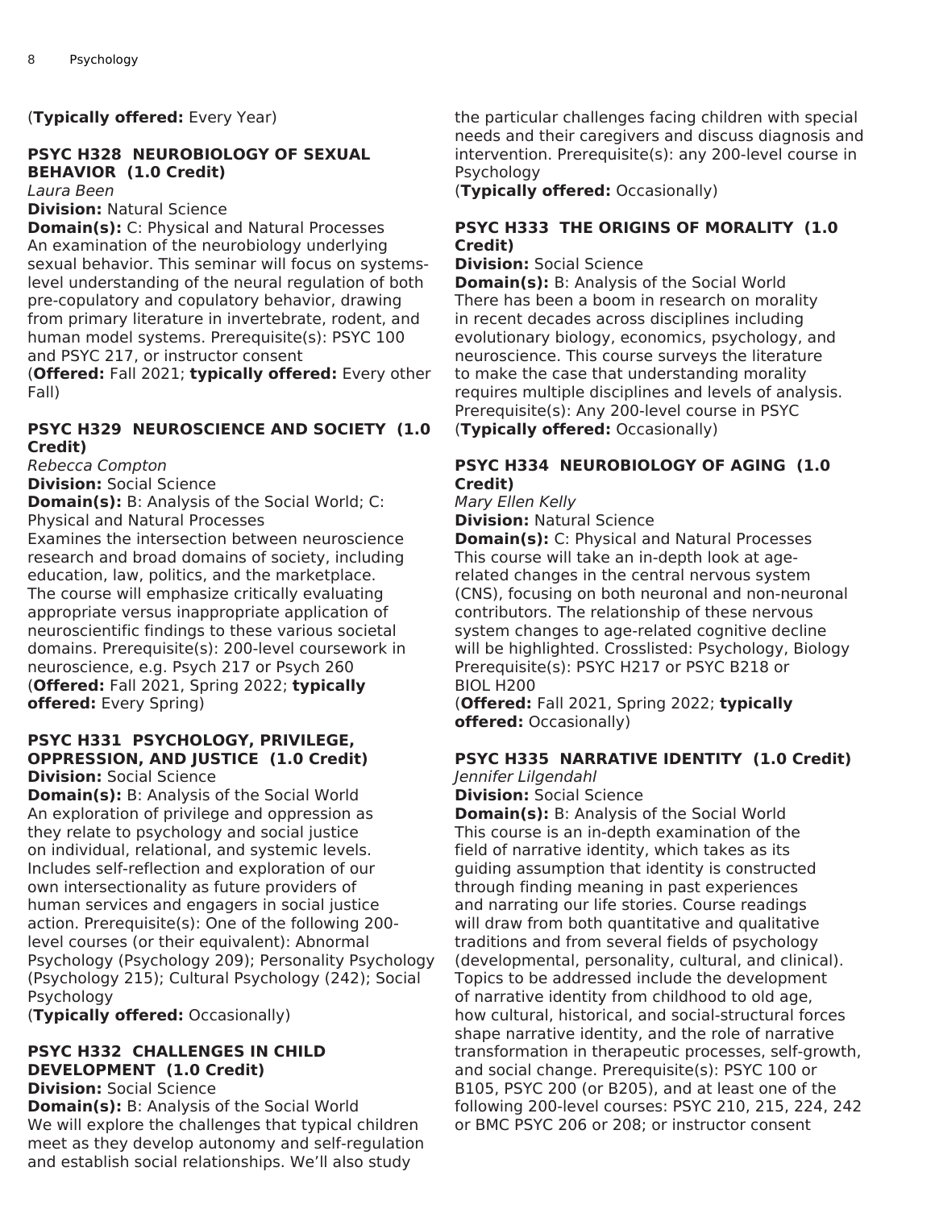(**Typically offered:** Every Year)

### PSYC H328 NEUROBIOLOGY OF SEXUAL BEHAVIOR (1.0 Credit)

*Laura Been*

**Division:** Natural Science

**Domain(s):** C: Physical and Natural Processes

An examination of the neurobiology underlying sexual behavior. This seminar will focus on systems-level understanding of the neural regulation of both pre-copulatory and copulatory behavior, drawing from primary literature in invertebrate, rodent, and human model systems. Prerequisite(s): PSYC 100 and PSYC 217, or instructor consent

(**Offered:** Fall 2021; **typically offered:** Every other Fall)

### PSYC H329 NEUROSCIENCE AND SOCIETY (1.0 Credit)

*Rebecca Compton*

**Division:** Social Science

**Domain(s):** B: Analysis of the Social World; C: Physical and Natural Processes

Examines the intersection between neuroscience research and broad domains of society, including education, law, politics, and the marketplace. The course will emphasize critically evaluating appropriate versus inappropriate application of neuroscientific findings to these various societal domains. Prerequisite(s): 200-level coursework in neuroscience, e.g. Psych 217 or Psych 260

(**Offered:** Fall 2021, Spring 2022; **typically offered:** Every Spring)

### PSYC H331 PSYCHOLOGY, PRIVILEGE, OPPRESSION, AND JUSTICE (1.0 Credit)

**Division:** Social Science

**Domain(s):** B: Analysis of the Social World

An exploration of privilege and oppression as they relate to psychology and social justice on individual, relational, and systemic levels. Includes self-reflection and exploration of our own intersectionality as future providers of human services and engagers in social justice action. Prerequisite(s): One of the following 200-level courses (or their equivalent): Abnormal Psychology (Psychology 209); Personality Psychology (Psychology 215); Cultural Psychology (242); Social Psychology

(**Typically offered:** Occasionally)

### PSYC H332 CHALLENGES IN CHILD DEVELOPMENT (1.0 Credit)

**Division:** Social Science

**Domain(s):** B: Analysis of the Social World

We will explore the challenges that typical children meet as they develop autonomy and self-regulation and establish social relationships. We'll also study the particular challenges facing children with special needs and their caregivers and discuss diagnosis and intervention. Prerequisite(s): any 200-level course in Psychology

(**Typically offered:** Occasionally)

### PSYC H333 THE ORIGINS OF MORALITY (1.0 Credit)

**Division:** Social Science

**Domain(s):** B: Analysis of the Social World

There has been a boom in research on morality in recent decades across disciplines including evolutionary biology, economics, psychology, and neuroscience. This course surveys the literature to make the case that understanding morality requires multiple disciplines and levels of analysis. Prerequisite(s): Any 200-level course in PSYC

(**Typically offered:** Occasionally)

### PSYC H334 NEUROBIOLOGY OF AGING (1.0 Credit)

*Mary Ellen Kelly*

**Division:** Natural Science

**Domain(s):** C: Physical and Natural Processes

This course will take an in-depth look at age-related changes in the central nervous system (CNS), focusing on both neuronal and non-neuronal contributors. The relationship of these nervous system changes to age-related cognitive decline will be highlighted. Crosslisted: Psychology, Biology Prerequisite(s): PSYC H217 or PSYC B218 or BIOL H200

(**Offered:** Fall 2021, Spring 2022; **typically offered:** Occasionally)

### PSYC H335 NARRATIVE IDENTITY (1.0 Credit)

*Jennifer Lilgendahl*

**Division:** Social Science

**Domain(s):** B: Analysis of the Social World

This course is an in-depth examination of the field of narrative identity, which takes as its guiding assumption that identity is constructed through finding meaning in past experiences and narrating our life stories. Course readings will draw from both quantitative and qualitative traditions and from several fields of psychology (developmental, personality, cultural, and clinical). Topics to be addressed include the development of narrative identity from childhood to old age, how cultural, historical, and social-structural forces shape narrative identity, and the role of narrative transformation in therapeutic processes, self-growth, and social change. Prerequisite(s): PSYC 100 or B105, PSYC 200 (or B205), and at least one of the following 200-level courses: PSYC 210, 215, 224, 242 or BMC PSYC 206 or 208; or instructor consent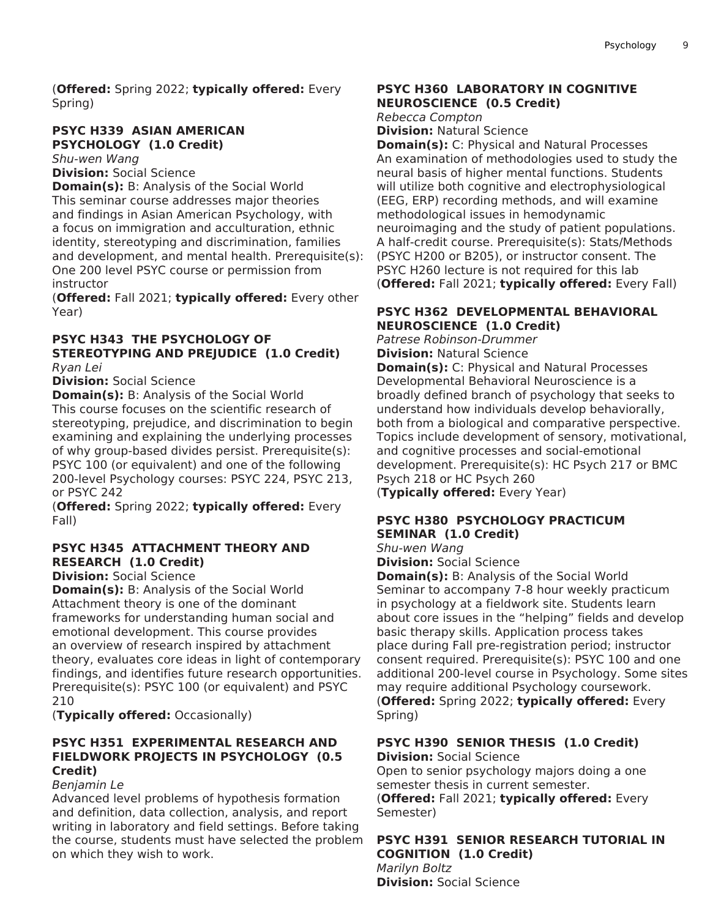(**Offered:** Spring 2022; **typically offered:** Every Spring)

### PSYC H339 ASIAN AMERICAN PSYCHOLOGY (1.0 Credit)

*Shu-wen Wang*

**Division:** Social Science

**Domain(s):** B: Analysis of the Social World

This seminar course addresses major theories and findings in Asian American Psychology, with a focus on immigration and acculturation, ethnic identity, stereotyping and discrimination, families and development, and mental health. Prerequisite(s): One 200 level PSYC course or permission from instructor

(**Offered:** Fall 2021; **typically offered:** Every other Year)

### PSYC H343 THE PSYCHOLOGY OF STEREOTYPING AND PREJUDICE (1.0 Credit)

*Ryan Lei*

**Division:** Social Science

**Domain(s):** B: Analysis of the Social World

This course focuses on the scientific research of stereotyping, prejudice, and discrimination to begin examining and explaining the underlying processes of why group-based divides persist. Prerequisite(s): PSYC 100 (or equivalent) and one of the following 200-level Psychology courses: PSYC 224, PSYC 213, or PSYC 242

(**Offered:** Spring 2022; **typically offered:** Every Fall)

### PSYC H345 ATTACHMENT THEORY AND RESEARCH (1.0 Credit)

**Division:** Social Science

**Domain(s):** B: Analysis of the Social World

Attachment theory is one of the dominant frameworks for understanding human social and emotional development. This course provides an overview of research inspired by attachment theory, evaluates core ideas in light of contemporary findings, and identifies future research opportunities. Prerequisite(s): PSYC 100 (or equivalent) and PSYC 210

(**Typically offered:** Occasionally)

### PSYC H351 EXPERIMENTAL RESEARCH AND FIELDWORK PROJECTS IN PSYCHOLOGY (0.5 Credit)

*Benjamin Le*

Advanced level problems of hypothesis formation and definition, data collection, analysis, and report writing in laboratory and field settings. Before taking the course, students must have selected the problem on which they wish to work.

### PSYC H360 LABORATORY IN COGNITIVE NEUROSCIENCE (0.5 Credit)

*Rebecca Compton*

**Division:** Natural Science

**Domain(s):** C: Physical and Natural Processes

An examination of methodologies used to study the neural basis of higher mental functions. Students will utilize both cognitive and electrophysiological (EEG, ERP) recording methods, and will examine methodological issues in hemodynamic neuroimaging and the study of patient populations. A half-credit course. Prerequisite(s): Stats/Methods (PSYC H200 or B205), or instructor consent. The PSYC H260 lecture is not required for this lab

(**Offered:** Fall 2021; **typically offered:** Every Fall)

### PSYC H362 DEVELOPMENTAL BEHAVIORAL NEUROSCIENCE (1.0 Credit)

*Patrese Robinson-Drummer*

**Division:** Natural Science

**Domain(s):** C: Physical and Natural Processes

Developmental Behavioral Neuroscience is a broadly defined branch of psychology that seeks to understand how individuals develop behaviorally, both from a biological and comparative perspective. Topics include development of sensory, motivational, and cognitive processes and social-emotional development. Prerequisite(s): HC Psych 217 or BMC Psych 218 or HC Psych 260

(**Typically offered:** Every Year)

### PSYC H380 PSYCHOLOGY PRACTICUM SEMINAR (1.0 Credit)

*Shu-wen Wang*

**Division:** Social Science

**Domain(s):** B: Analysis of the Social World

Seminar to accompany 7-8 hour weekly practicum in psychology at a fieldwork site. Students learn about core issues in the "helping" fields and develop basic therapy skills. Application process takes place during Fall pre-registration period; instructor consent required. Prerequisite(s): PSYC 100 and one additional 200-level course in Psychology. Some sites may require additional Psychology coursework.

(**Offered:** Spring 2022; **typically offered:** Every Spring)

### PSYC H390 SENIOR THESIS (1.0 Credit)

**Division:** Social Science

Open to senior psychology majors doing a one semester thesis in current semester.

(**Offered:** Fall 2021; **typically offered:** Every Semester)

### PSYC H391 SENIOR RESEARCH TUTORIAL IN COGNITION (1.0 Credit)

*Marilyn Boltz*

**Division:** Social Science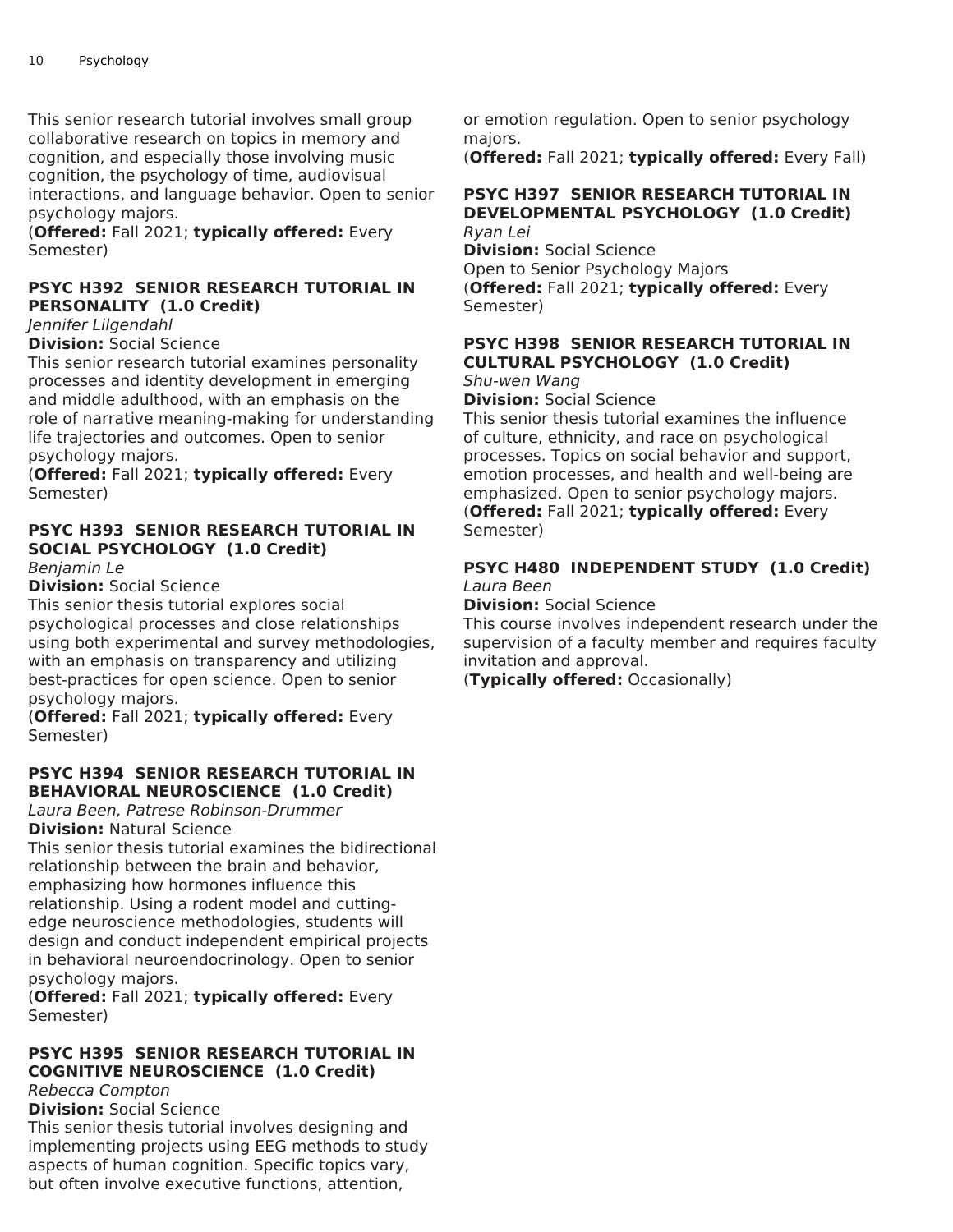This senior research tutorial involves small group collaborative research on topics in memory and cognition, and especially those involving music cognition, the psychology of time, audiovisual interactions, and language behavior. Open to senior psychology majors.
(**Offered:** Fall 2021; **typically offered:** Every Semester)

### PSYC H392 SENIOR RESEARCH TUTORIAL IN PERSONALITY (1.0 Credit)

*Jennifer Lilgendahl*
**Division:** Social Science
This senior research tutorial examines personality processes and identity development in emerging and middle adulthood, with an emphasis on the role of narrative meaning-making for understanding life trajectories and outcomes. Open to senior psychology majors.
(**Offered:** Fall 2021; **typically offered:** Every Semester)

### PSYC H393 SENIOR RESEARCH TUTORIAL IN SOCIAL PSYCHOLOGY (1.0 Credit)

*Benjamin Le*
**Division:** Social Science
This senior thesis tutorial explores social psychological processes and close relationships using both experimental and survey methodologies, with an emphasis on transparency and utilizing best-practices for open science. Open to senior psychology majors.
(**Offered:** Fall 2021; **typically offered:** Every Semester)

### PSYC H394 SENIOR RESEARCH TUTORIAL IN BEHAVIORAL NEUROSCIENCE (1.0 Credit)

*Laura Been, Patrese Robinson-Drummer*
**Division:** Natural Science
This senior thesis tutorial examines the bidirectional relationship between the brain and behavior, emphasizing how hormones influence this relationship. Using a rodent model and cutting-edge neuroscience methodologies, students will design and conduct independent empirical projects in behavioral neuroendocrinology. Open to senior psychology majors.
(**Offered:** Fall 2021; **typically offered:** Every Semester)

### PSYC H395 SENIOR RESEARCH TUTORIAL IN COGNITIVE NEUROSCIENCE (1.0 Credit)

*Rebecca Compton*
**Division:** Social Science
This senior thesis tutorial involves designing and implementing projects using EEG methods to study aspects of human cognition. Specific topics vary, but often involve executive functions, attention, or emotion regulation. Open to senior psychology majors.
(**Offered:** Fall 2021; **typically offered:** Every Fall)

### PSYC H397 SENIOR RESEARCH TUTORIAL IN DEVELOPMENTAL PSYCHOLOGY (1.0 Credit)

*Ryan Lei*
**Division:** Social Science
Open to Senior Psychology Majors
(**Offered:** Fall 2021; **typically offered:** Every Semester)

### PSYC H398 SENIOR RESEARCH TUTORIAL IN CULTURAL PSYCHOLOGY (1.0 Credit)

*Shu-wen Wang*
**Division:** Social Science
This senior thesis tutorial examines the influence of culture, ethnicity, and race on psychological processes. Topics on social behavior and support, emotion processes, and health and well-being are emphasized. Open to senior psychology majors.
(**Offered:** Fall 2021; **typically offered:** Every Semester)

### PSYC H480 INDEPENDENT STUDY (1.0 Credit)

*Laura Been*
**Division:** Social Science
This course involves independent research under the supervision of a faculty member and requires faculty invitation and approval.
(**Typically offered:** Occasionally)